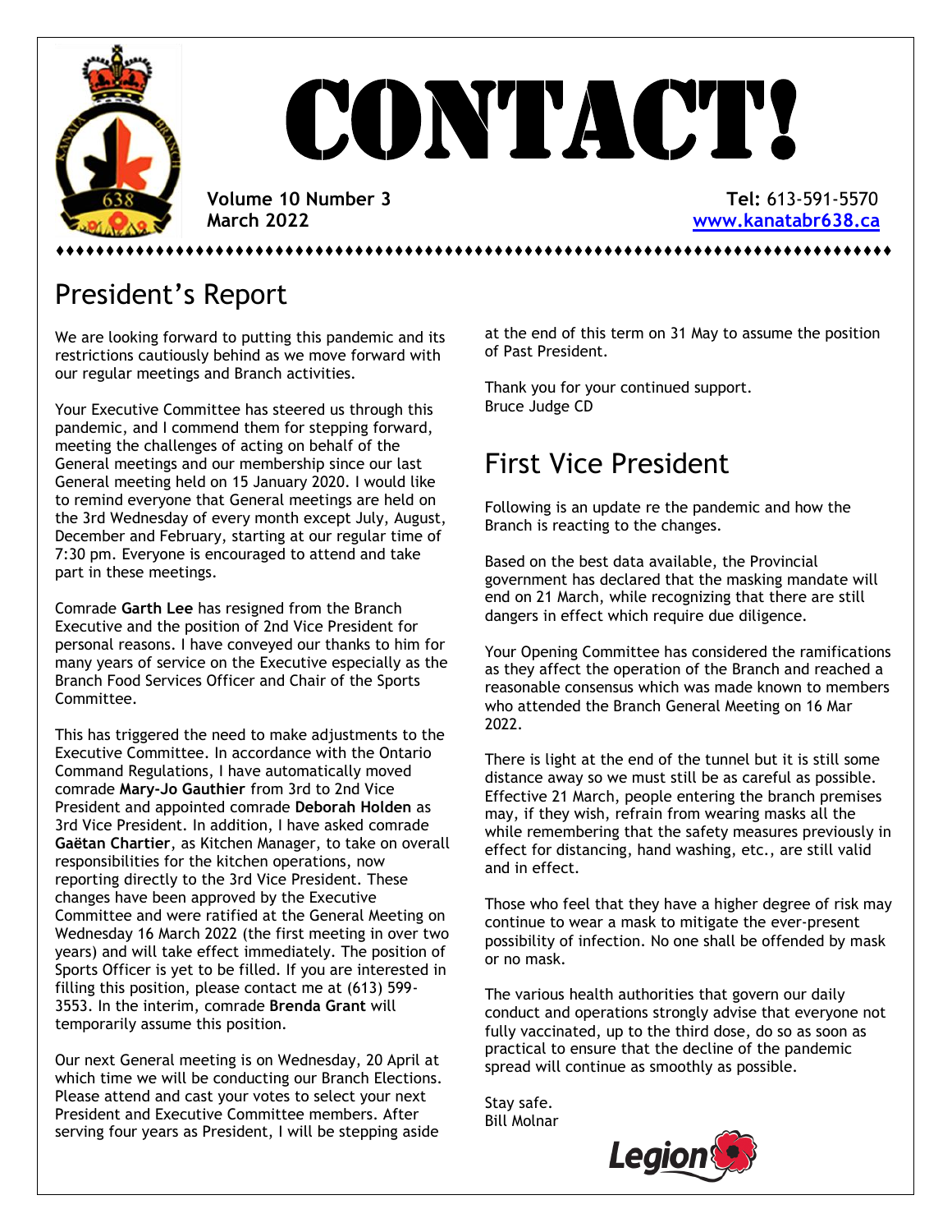# CONTACT!

**Volume 10 Number 3**
**March 2022**

**Tel:** 613-591-5570
[www.kanatabr638.ca](http://www.kanatabr638.ca)

## President's Report

We are looking forward to putting this pandemic and its restrictions cautiously behind us as we move forward with our regular meetings and Branch activities.

Your Executive Committee has steered us through this pandemic, and I commend them for stepping forward, meeting the challenges of acting on behalf of the General meetings and our membership since our last General meeting held on 15 January 2020. I would like to remind everyone that General meetings are held on the 3rd Wednesday of every month except July, August, December and February, starting at our regular time of 7:30 pm. Everyone is encouraged to attend and take part in these meetings.

Comrade **Garth Lee** has resigned from the Branch Executive and the position of 2nd Vice President for personal reasons. I have conveyed our thanks to him for many years of service on the Executive especially as the Branch Food Services Officer and Chair of the Sports Committee.

This has triggered the need to make adjustments to the Executive Committee. In accordance with the Ontario Command Regulations, I have automatically moved comrade **Mary-Jo Gauthier** from 3rd to 2nd Vice President and appointed comrade **Deborah Holden** as 3rd Vice President. In addition, I have asked comrade **Gaëtan Chartier**, as Kitchen Manager, to take on overall responsibilities for the kitchen operations, now reporting directly to the 3rd Vice President. These changes have been approved by the Executive Committee and were ratified at the General Meeting on Wednesday 16 March 2022 (the first meeting in over two years) and will take effect immediately. The position of Sports Officer is yet to be filled. If you are interested in filling this position, please contact me at (613) 599-3553. In the interim, comrade **Brenda Grant** will temporarily assume this position.

Our next General meeting is on Wednesday, 20 April at which time we will be conducting our Branch Elections. Please attend and cast your votes to select your next President and Executive Committee members. After serving four years as President, I will be stepping aside at the end of this term on 31 May to assume the position of Past President.

Thank you for your continued support.
Bruce Judge CD

## First Vice President

Following is an update re the pandemic and how the Branch is reacting to the changes.

Based on the best data available, the Provincial government has declared that the masking mandate will end on 21 March, while recognizing that there are still dangers in effect which require due diligence.

Your Opening Committee has considered the ramifications as they affect the operation of the Branch and reached a reasonable consensus which was made known to members who attended the Branch General Meeting on 16 Mar 2022.

There is light at the end of the tunnel but it is still some distance away so we must still be as careful as possible. Effective 21 March, people entering the branch premises may, if they wish, refrain from wearing masks all the while remembering that the safety measures previously in effect for distancing, hand washing, etc., are still valid and in effect.

Those who feel that they have a higher degree of risk may continue to wear a mask to mitigate the ever-present possibility of infection. No one shall be offended by mask or no mask.

The various health authorities that govern our daily conduct and operations strongly advise that everyone not fully vaccinated, up to the third dose, do so as soon as practical to ensure that the decline of the pandemic spread will continue as smoothly as possible.

Stay safe.
Bill Molnar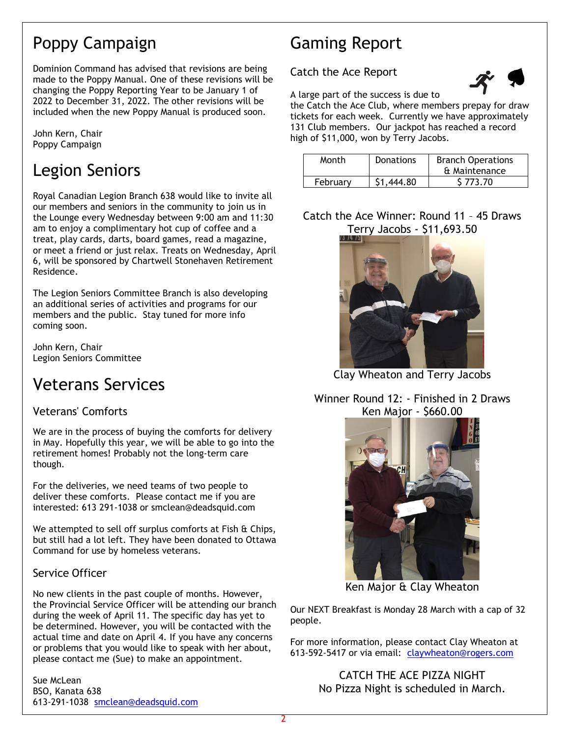# Poppy Campaign

Dominion Command has advised that revisions are being made to the Poppy Manual. One of these revisions will be changing the Poppy Reporting Year to be January 1 of 2022 to December 31, 2022. The other revisions will be included when the new Poppy Manual is produced soon.

John Kern, Chair
Poppy Campaign

# Legion Seniors

Royal Canadian Legion Branch 638 would like to invite all our members and seniors in the community to join us in the Lounge every Wednesday between 9:00 am and 11:30 am to enjoy a complimentary hot cup of coffee and a treat, play cards, darts, board games, read a magazine, or meet a friend or just relax. Treats on Wednesday, April 6, will be sponsored by Chartwell Stonehaven Retirement Residence.

The Legion Seniors Committee Branch is also developing an additional series of activities and programs for our members and the public. Stay tuned for more info coming soon.

John Kern, Chair
Legion Seniors Committee

# Veterans Services

## Veterans' Comforts

We are in the process of buying the comforts for delivery in May. Hopefully this year, we will be able to go into the retirement homes! Probably not the long-term care though.

For the deliveries, we need teams of two people to deliver these comforts. Please contact me if you are interested: 613 291-1038 or smclean@deadsquid.com

We attempted to sell off surplus comforts at Fish & Chips, but still had a lot left. They have been donated to Ottawa Command for use by homeless veterans.

## Service Officer

No new clients in the past couple of months. However, the Provincial Service Officer will be attending our branch during the week of April 11. The specific day has yet to be determined. However, you will be contacted with the actual time and date on April 4. If you have any concerns or problems that you would like to speak with her about, please contact me (Sue) to make an appointment.

Sue McLean
BSO, Kanata 638
613-291-1038 smclean@deadsquid.com

# Gaming Report

## Catch the Ace Report

A large part of the success is due to the Catch the Ace Club, where members prepay for draw tickets for each week. Currently we have approximately 131 Club members. Our jackpot has reached a record high of $11,000, won by Terry Jacobs.

| Month | Donations | Branch Operations & Maintenance |
|---|---|---|
| February | $1,444.80 | $ 773.70 |

Catch the Ace Winner: Round 11 – 45 Draws
Terry Jacobs - $11,693.50

Clay Wheaton and Terry Jacobs

Winner Round 12: - Finished in 2 Draws
Ken Major - $660.00

Ken Major & Clay Wheaton

Our NEXT Breakfast is Monday 28 March with a cap of 32 people.

For more information, please contact Clay Wheaton at 613-592-5417 or via email: claywheaton@rogers.com

CATCH THE ACE PIZZA NIGHT
No Pizza Night is scheduled in March.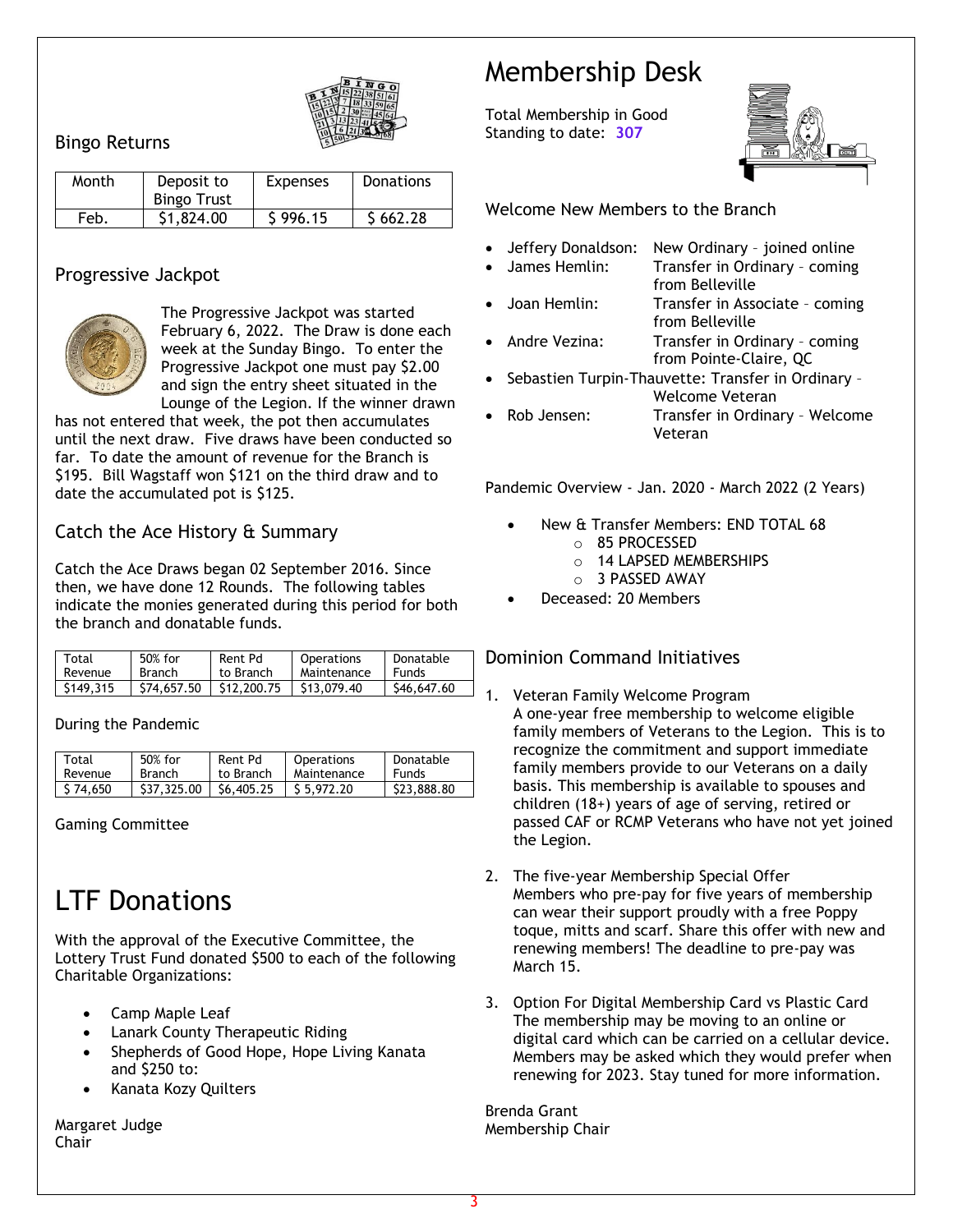## Bingo Returns

| Month | Deposit to Bingo Trust | Expenses | Donations |
|---|---|---|---|
| Feb. | $1,824.00 | $ 996.15 | $ 662.28 |

## Progressive Jackpot

The Progressive Jackpot was started February 6, 2022. The Draw is done each week at the Sunday Bingo. To enter the Progressive Jackpot one must pay $2.00 and sign the entry sheet situated in the Lounge of the Legion. If the winner drawn has not entered that week, the pot then accumulates until the next draw. Five draws have been conducted so far. To date the amount of revenue for the Branch is $195. Bill Wagstaff won $121 on the third draw and to date the accumulated pot is $125.

## Catch the Ace History & Summary

Catch the Ace Draws began 02 September 2016. Since then, we have done 12 Rounds. The following tables indicate the monies generated during this period for both the branch and donatable funds.

| Total Revenue | 50% for Branch | Rent Pd to Branch | Operations Maintenance | Donatable Funds |
|---|---|---|---|---|
| $149,315 | $74,657.50 | $12,200.75 | $13,079.40 | $46,647.60 |

During the Pandemic

| Total Revenue | 50% for Branch | Rent Pd to Branch | Operations Maintenance | Donatable Funds |
|---|---|---|---|---|
| $ 74,650 | $37,325.00 | $6,405.25 | $ 5,972.20 | $23,888.80 |

Gaming Committee

# LTF Donations

With the approval of the Executive Committee, the Lottery Trust Fund donated $500 to each of the following Charitable Organizations:

- Camp Maple Leaf
- Lanark County Therapeutic Riding
- Shepherds of Good Hope, Hope Living Kanata and $250 to:
- Kanata Kozy Quilters

Margaret Judge
Chair

# Membership Desk

Total Membership in Good Standing to date: **307**

## Welcome New Members to the Branch

- Jeffery Donaldson: New Ordinary – joined online
- James Hemlin: Transfer in Ordinary – coming from Belleville
- Joan Hemlin: Transfer in Associate – coming from Belleville
- Andre Vezina: Transfer in Ordinary – coming from Pointe-Claire, QC
- Sebastien Turpin-Thauvette: Transfer in Ordinary – Welcome Veteran
- Rob Jensen: Transfer in Ordinary – Welcome Veteran

Pandemic Overview - Jan. 2020 - March 2022 (2 Years)

- New & Transfer Members: END TOTAL 68
  - 85 PROCESSED
  - 14 LAPSED MEMBERSHIPS
  - 3 PASSED AWAY
- Deceased: 20 Members

## Dominion Command Initiatives

1. Veteran Family Welcome Program
   A one-year free membership to welcome eligible family members of Veterans to the Legion. This is to recognize the commitment and support immediate family members provide to our Veterans on a daily basis. This membership is available to spouses and children (18+) years of age of serving, retired or passed CAF or RCMP Veterans who have not yet joined the Legion.

2. The five-year Membership Special Offer
   Members who pre-pay for five years of membership can wear their support proudly with a free Poppy toque, mitts and scarf. Share this offer with new and renewing members! The deadline to pre-pay was March 15.

3. Option For Digital Membership Card vs Plastic Card
   The membership may be moving to an online or digital card which can be carried on a cellular device. Members may be asked which they would prefer when renewing for 2023. Stay tuned for more information.

Brenda Grant
Membership Chair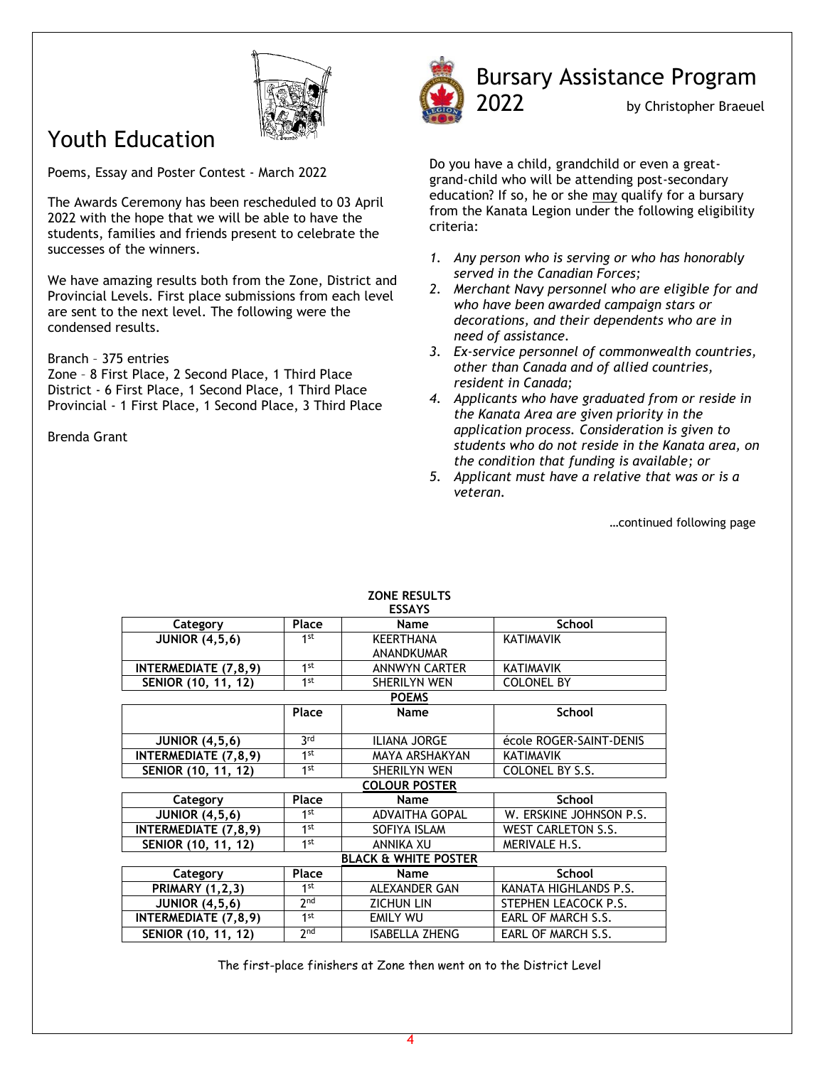# Youth Education

Poems, Essay and Poster Contest - March 2022

The Awards Ceremony has been rescheduled to 03 April 2022 with the hope that we will be able to have the students, families and friends present to celebrate the successes of the winners.

We have amazing results both from the Zone, District and Provincial Levels. First place submissions from each level are sent to the next level. The following were the condensed results.

Branch – 375 entries
Zone – 8 First Place, 2 Second Place, 1 Third Place
District - 6 First Place, 1 Second Place, 1 Third Place
Provincial - 1 First Place, 1 Second Place, 3 Third Place

Brenda Grant

# Bursary Assistance Program 2022

by Christopher Braeuel

Do you have a child, grandchild or even a great-grand-child who will be attending post-secondary education? If so, he or she may qualify for a bursary from the Kanata Legion under the following eligibility criteria:

1. *Any person who is serving or who has honorably served in the Canadian Forces;*
2. *Merchant Navy personnel who are eligible for and who have been awarded campaign stars or decorations, and their dependents who are in need of assistance.*
3. *Ex-service personnel of commonwealth countries, other than Canada and of allied countries, resident in Canada;*
4. *Applicants who have graduated from or reside in the Kanata Area are given priority in the application process. Consideration is given to students who do not reside in the Kanata area, on the condition that funding is available; or*
5. *Applicant must have a relative that was or is a veteran.*

…continued following page

**ZONE RESULTS**

**ESSAYS**

| Category | Place | Name | School |
|---|---|---|---|
| JUNIOR (4,5,6) | 1st | KEERTHANA ANANDKUMAR | KATIMAVIK |
| INTERMEDIATE (7,8,9) | 1st | ANNWYN CARTER | KATIMAVIK |
| SENIOR (10, 11, 12) | 1st | SHERILYN WEN | COLONEL BY |

**POEMS**

| | Place | Name | School |
|---|---|---|---|
| JUNIOR (4,5,6) | 3rd | ILIANA JORGE | école ROGER-SAINT-DENIS |
| INTERMEDIATE (7,8,9) | 1st | MAYA ARSHAKYAN | KATIMAVIK |
| SENIOR (10, 11, 12) | 1st | SHERILYN WEN | COLONEL BY S.S. |

**COLOUR POSTER**

| Category | Place | Name | School |
|---|---|---|---|
| JUNIOR (4,5,6) | 1st | ADVAITHA GOPAL | W. ERSKINE JOHNSON P.S. |
| INTERMEDIATE (7,8,9) | 1st | SOFIYA ISLAM | WEST CARLETON S.S. |
| SENIOR (10, 11, 12) | 1st | ANNIKA XU | MERIVALE H.S. |

**BLACK & WHITE POSTER**

| Category | Place | Name | School |
|---|---|---|---|
| PRIMARY (1,2,3) | 1st | ALEXANDER GAN | KANATA HIGHLANDS P.S. |
| JUNIOR (4,5,6) | 2nd | ZICHUN LIN | STEPHEN LEACOCK P.S. |
| INTERMEDIATE (7,8,9) | 1st | EMILY WU | EARL OF MARCH S.S. |
| SENIOR (10, 11, 12) | 2nd | ISABELLA ZHENG | EARL OF MARCH S.S. |

The first-place finishers at Zone then went on to the District Level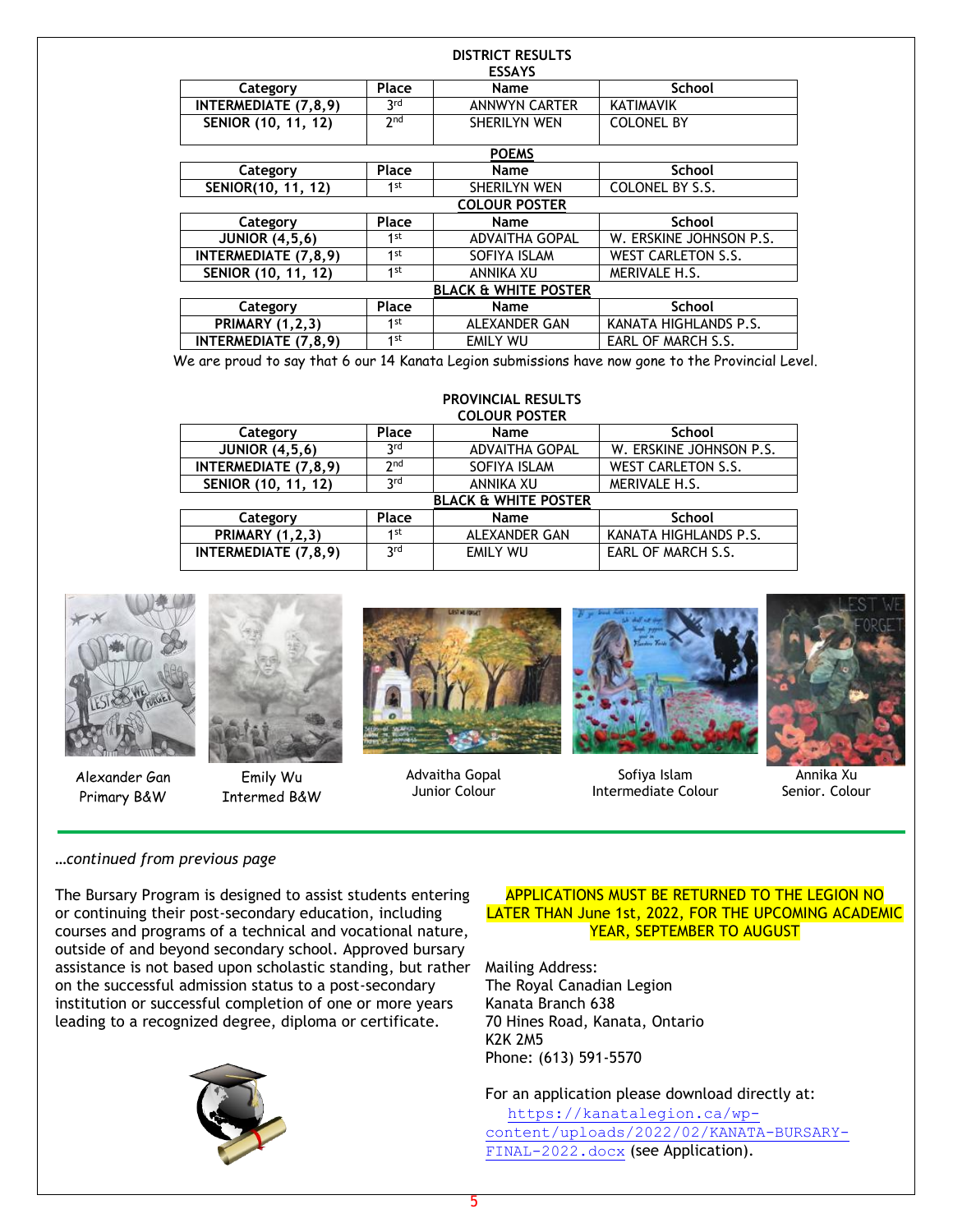## DISTRICT RESULTS

### ESSAYS

| Category | Place | Name | School |
|---|---|---|---|
| INTERMEDIATE (7,8,9) | 3rd | ANNWYN CARTER | KATIMAVIK |
| SENIOR (10, 11, 12) | 2nd | SHERILYN WEN | COLONEL BY |

### POEMS

| Category | Place | Name | School |
|---|---|---|---|
| SENIOR(10, 11, 12) | 1st | SHERILYN WEN | COLONEL BY S.S. |

### COLOUR POSTER

| Category | Place | Name | School |
|---|---|---|---|
| JUNIOR (4,5,6) | 1st | ADVAITHA GOPAL | W. ERSKINE JOHNSON P.S. |
| INTERMEDIATE (7,8,9) | 1st | SOFIYA ISLAM | WEST CARLETON S.S. |
| SENIOR (10, 11, 12) | 1st | ANNIKA XU | MERIVALE H.S. |

### BLACK & WHITE POSTER

| Category | Place | Name | School |
|---|---|---|---|
| PRIMARY (1,2,3) | 1st | ALEXANDER GAN | KANATA HIGHLANDS P.S. |
| INTERMEDIATE (7,8,9) | 1st | EMILY WU | EARL OF MARCH S.S. |

We are proud to say that 6 our 14 Kanata Legion submissions have now gone to the Provincial Level.

## PROVINCIAL RESULTS

### COLOUR POSTER

| Category | Place | Name | School |
|---|---|---|---|
| JUNIOR (4,5,6) | 3rd | ADVAITHA GOPAL | W. ERSKINE JOHNSON P.S. |
| INTERMEDIATE (7,8,9) | 2nd | SOFIYA ISLAM | WEST CARLETON S.S. |
| SENIOR (10, 11, 12) | 3rd | ANNIKA XU | MERIVALE H.S. |

### BLACK & WHITE POSTER

| Category | Place | Name | School |
|---|---|---|---|
| PRIMARY (1,2,3) | 1st | ALEXANDER GAN | KANATA HIGHLANDS P.S. |
| INTERMEDIATE (7,8,9) | 3rd | EMILY WU | EARL OF MARCH S.S. |

Alexander Gan
Primary B&W

Emily Wu
Intermed B&W

Advaitha Gopal
Junior Colour

Sofiya Islam
Intermediate Colour

Annika Xu
Senior. Colour

---

*…continued from previous page*

The Bursary Program is designed to assist students entering or continuing their post-secondary education, including courses and programs of a technical and vocational nature, outside of and beyond secondary school. Approved bursary assistance is not based upon scholastic standing, but rather on the successful admission status to a post-secondary institution or successful completion of one or more years leading to a recognized degree, diploma or certificate.

APPLICATIONS MUST BE RETURNED TO THE LEGION NO LATER THAN June 1st, 2022, FOR THE UPCOMING ACADEMIC YEAR, SEPTEMBER TO AUGUST

Mailing Address:
The Royal Canadian Legion
Kanata Branch 638
70 Hines Road, Kanata, Ontario
K2K 2M5
Phone: (613) 591-5570

For an application please download directly at: https://kanatalegion.ca/wp-content/uploads/2022/02/KANATA-BURSARY-FINAL-2022.docx (see Application).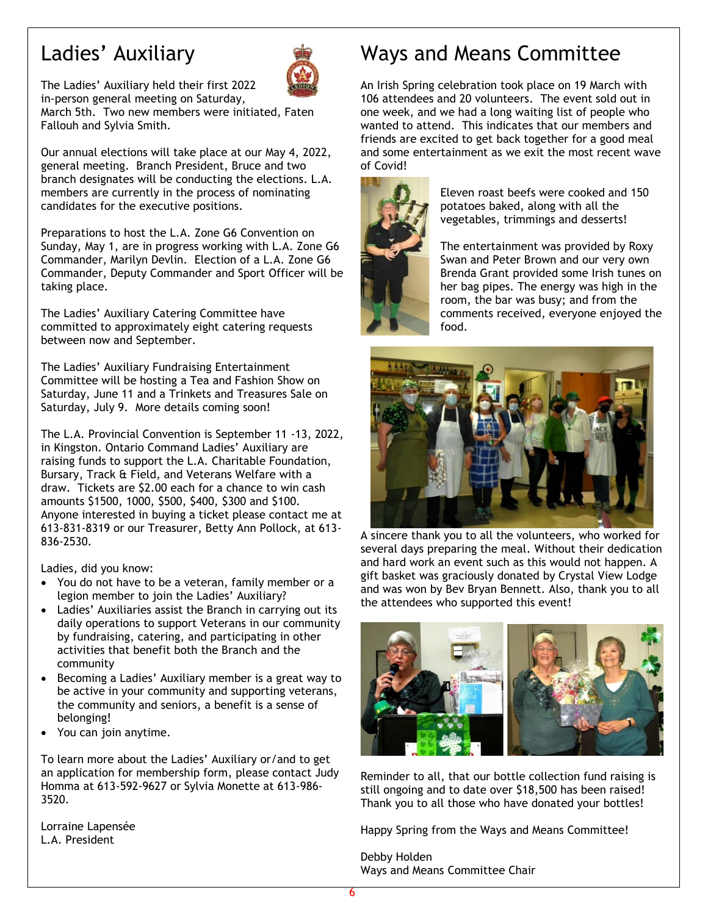# Ladies' Auxiliary

The Ladies' Auxiliary held their first 2022 in-person general meeting on Saturday, March 5th. Two new members were initiated, Faten Fallouh and Sylvia Smith.

Our annual elections will take place at our May 4, 2022, general meeting. Branch President, Bruce and two branch designates will be conducting the elections. L.A. members are currently in the process of nominating candidates for the executive positions.

Preparations to host the L.A. Zone G6 Convention on Sunday, May 1, are in progress working with L.A. Zone G6 Commander, Marilyn Devlin. Election of a L.A. Zone G6 Commander, Deputy Commander and Sport Officer will be taking place.

The Ladies' Auxiliary Catering Committee have committed to approximately eight catering requests between now and September.

The Ladies' Auxiliary Fundraising Entertainment Committee will be hosting a Tea and Fashion Show on Saturday, June 11 and a Trinkets and Treasures Sale on Saturday, July 9. More details coming soon!

The L.A. Provincial Convention is September 11 -13, 2022, in Kingston. Ontario Command Ladies' Auxiliary are raising funds to support the L.A. Charitable Foundation, Bursary, Track & Field, and Veterans Welfare with a draw. Tickets are $2.00 each for a chance to win cash amounts $1500, 1000, $500, $400, $300 and $100. Anyone interested in buying a ticket please contact me at 613-831-8319 or our Treasurer, Betty Ann Pollock, at 613-836-2530.

Ladies, did you know:

- You do not have to be a veteran, family member or a legion member to join the Ladies' Auxiliary?
- Ladies' Auxiliaries assist the Branch in carrying out its daily operations to support Veterans in our community by fundraising, catering, and participating in other activities that benefit both the Branch and the community
- Becoming a Ladies' Auxiliary member is a great way to be active in your community and supporting veterans, the community and seniors, a benefit is a sense of belonging!
- You can join anytime.

To learn more about the Ladies' Auxiliary or/and to get an application for membership form, please contact Judy Homma at 613-592-9627 or Sylvia Monette at 613-986-3520.

Lorraine Lapensée
L.A. President

# Ways and Means Committee

An Irish Spring celebration took place on 19 March with 106 attendees and 20 volunteers. The event sold out in one week, and we had a long waiting list of people who wanted to attend. This indicates that our members and friends are excited to get back together for a good meal and some entertainment as we exit the most recent wave of Covid!

Eleven roast beefs were cooked and 150 potatoes baked, along with all the vegetables, trimmings and desserts!

The entertainment was provided by Roxy Swan and Peter Brown and our very own Brenda Grant provided some Irish tunes on her bag pipes. The energy was high in the room, the bar was busy; and from the comments received, everyone enjoyed the food.

A sincere thank you to all the volunteers, who worked for several days preparing the meal. Without their dedication and hard work an event such as this would not happen. A gift basket was graciously donated by Crystal View Lodge and was won by Bev Bryan Bennett. Also, thank you to all the attendees who supported this event!

Reminder to all, that our bottle collection fund raising is still ongoing and to date over $18,500 has been raised! Thank you to all those who have donated your bottles!

Happy Spring from the Ways and Means Committee!

Debby Holden
Ways and Means Committee Chair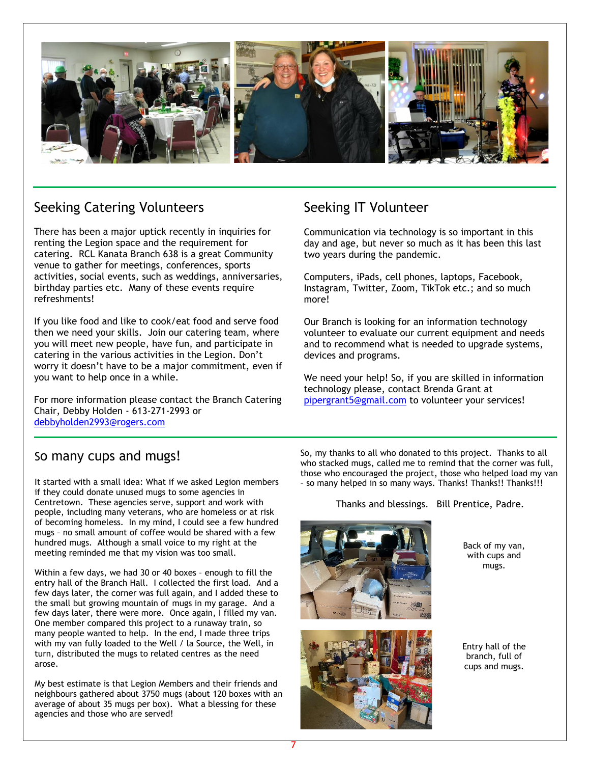## Seeking Catering Volunteers

There has been a major uptick recently in inquiries for renting the Legion space and the requirement for catering. RCL Kanata Branch 638 is a great Community venue to gather for meetings, conferences, sports activities, social events, such as weddings, anniversaries, birthday parties etc. Many of these events require refreshments!

If you like food and like to cook/eat food and serve food then we need your skills. Join our catering team, where you will meet new people, have fun, and participate in catering in the various activities in the Legion. Don't worry it doesn't have to be a major commitment, even if you want to help once in a while.

For more information please contact the Branch Catering Chair, Debby Holden - 613-271-2993 or debbyholden2993@rogers.com

## Seeking IT Volunteer

Communication via technology is so important in this day and age, but never so much as it has been this last two years during the pandemic.

Computers, iPads, cell phones, laptops, Facebook, Instagram, Twitter, Zoom, TikTok etc.; and so much more!

Our Branch is looking for an information technology volunteer to evaluate our current equipment and needs and to recommend what is needed to upgrade systems, devices and programs.

We need your help! So, if you are skilled in information technology please, contact Brenda Grant at pipergrant5@gmail.com to volunteer your services!

## So many cups and mugs!

It started with a small idea: What if we asked Legion members if they could donate unused mugs to some agencies in Centretown. These agencies serve, support and work with people, including many veterans, who are homeless or at risk of becoming homeless. In my mind, I could see a few hundred mugs – no small amount of coffee would be shared with a few hundred mugs. Although a small voice to my right at the meeting reminded me that my vision was too small.

Within a few days, we had 30 or 40 boxes – enough to fill the entry hall of the Branch Hall. I collected the first load. And a few days later, the corner was full again, and I added these to the small but growing mountain of mugs in my garage. And a few days later, there were more. Once again, I filled my van. One member compared this project to a runaway train, so many people wanted to help. In the end, I made three trips with my van fully loaded to the Well / la Source, the Well, in turn, distributed the mugs to related centres as the need arose.

My best estimate is that Legion Members and their friends and neighbours gathered about 3750 mugs (about 120 boxes with an average of about 35 mugs per box). What a blessing for these agencies and those who are served!

So, my thanks to all who donated to this project. Thanks to all who stacked mugs, called me to remind that the corner was full, those who encouraged the project, those who helped load my van – so many helped in so many ways. Thanks! Thanks!! Thanks!!!

Thanks and blessings. Bill Prentice, Padre.

Back of my van, with cups and mugs.

Entry hall of the branch, full of cups and mugs.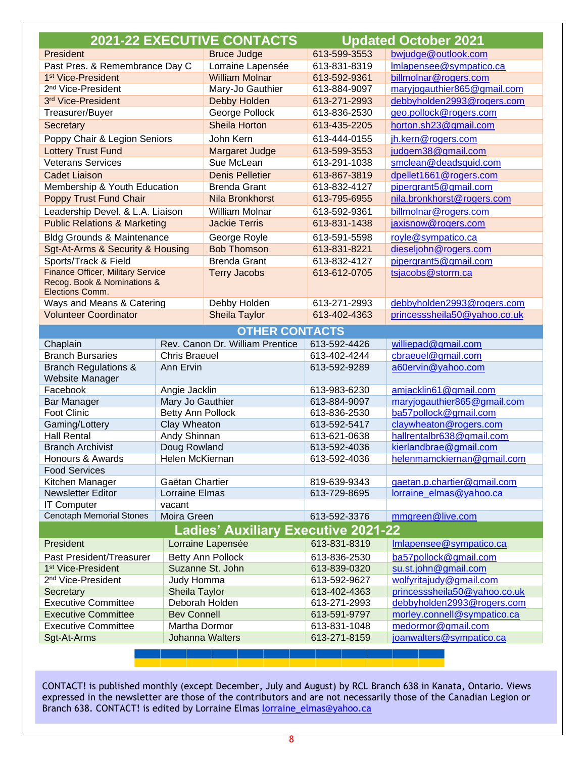## 2021-22 EXECUTIVE CONTACTS — Updated October 2021

| | | | |
|---|---|---|---|
| President | Bruce Judge | 613-599-3553 | bwjudge@outlook.com |
| Past Pres. & Remembrance Day C | Lorraine Lapensée | 613-831-8319 | lmlapensee@sympatico.ca |
| 1st Vice-President | William Molnar | 613-592-9361 | billmolnar@rogers.com |
| 2nd Vice-President | Mary-Jo Gauthier | 613-884-9097 | maryjogauthier865@gmail.com |
| 3rd Vice-President | Debby Holden | 613-271-2993 | debbyholden2993@rogers.com |
| Treasurer/Buyer | George Pollock | 613-836-2530 | geo.pollock@rogers.com |
| Secretary | Sheila Horton | 613-435-2205 | horton.sh23@gmail.com |
| Poppy Chair & Legion Seniors | John Kern | 613-444-0155 | jh.kern@rogers.com |
| Lottery Trust Fund | Margaret Judge | 613-599-3553 | judgem38@gmail.com |
| Veterans Services | Sue McLean | 613-291-1038 | smclean@deadsquid.com |
| Cadet Liaison | Denis Pelletier | 613-867-3819 | dpellet1661@rogers.com |
| Membership & Youth Education | Brenda Grant | 613-832-4127 | pipergrant5@gmail.com |
| Poppy Trust Fund Chair | Nila Bronkhorst | 613-795-6955 | nila.bronkhorst@rogers.com |
| Leadership Devel. & L.A. Liaison | William Molnar | 613-592-9361 | billmolnar@rogers.com |
| Public Relations & Marketing | Jackie Terris | 613-831-1438 | jaxisnow@rogers.com |
| Bldg Grounds & Maintenance | George Royle | 613-591-5598 | royle@sympatico.ca |
| Sgt-At-Arms & Security & Housing | Bob Thomson | 613-831-8221 | dieseljohn@rogers.com |
| Sports/Track & Field | Brenda Grant | 613-832-4127 | pipergrant5@gmail.com |
| Finance Officer, Military Service Recog. Book & Nominations & Elections Comm. | Terry Jacobs | 613-612-0705 | tsjacobs@storm.ca |
| Ways and Means & Catering | Debby Holden | 613-271-2993 | debbyholden2993@rogers.com |
| Volunteer Coordinator | Sheila Taylor | 613-402-4363 | princesssheila50@yahoo.co.uk |

## OTHER CONTACTS

| | | | |
|---|---|---|---|
| Chaplain | Rev. Canon Dr. William Prentice | 613-592-4426 | williepad@gmail.com |
| Branch Bursaries | Chris Braeuel | 613-402-4244 | cbraeuel@gmail.com |
| Branch Regulations & Website Manager | Ann Ervin | 613-592-9289 | a60ervin@yahoo.com |
| Facebook | Angie Jacklin | 613-983-6230 | amjacklin61@gmail.com |
| Bar Manager | Mary Jo Gauthier | 613-884-9097 | maryjogauthier865@gmail.com |
| Foot Clinic | Betty Ann Pollock | 613-836-2530 | ba57pollock@gmail.com |
| Gaming/Lottery | Clay Wheaton | 613-592-5417 | claywheaton@rogers.com |
| Hall Rental | Andy Shinnan | 613-621-0638 | hallrentalbr638@gmail.com |
| Branch Archivist | Doug Rowland | 613-592-4036 | kierlandbrae@gmail.com |
| Honours & Awards | Helen McKiernan | 613-592-4036 | helenmamckiernan@gmail.com |
| Food Services | | | |
| Kitchen Manager | Gaëtan Chartier | 819-639-9343 | gaetan.p.chartier@gmail.com |
| Newsletter Editor | Lorraine Elmas | 613-729-8695 | lorraine_elmas@yahoo.ca |
| IT Computer | vacant | | |
| Cenotaph Memorial Stones | Moira Green | 613-592-3376 | mmgreen@live.com |

## Ladies' Auxiliary Executive 2021-22

| | | | |
|---|---|---|---|
| President | Lorraine Lapensée | 613-831-8319 | lmlapensee@sympatico.ca |
| Past President/Treasurer | Betty Ann Pollock | 613-836-2530 | ba57pollock@gmail.com |
| 1st Vice-President | Suzanne St. John | 613-839-0320 | su.st.john@gmail.com |
| 2nd Vice-President | Judy Homma | 613-592-9627 | wolfyritajudy@gmail.com |
| Secretary | Sheila Taylor | 613-402-4363 | princesssheila50@yahoo.co.uk |
| Executive Committee | Deborah Holden | 613-271-2993 | debbyholden2993@rogers.com |
| Executive Committee | Bev Connell | 613-591-9797 | morley.connell@sympatico.ca |
| Executive Committee | Martha Dormor | 613-831-1048 | medormor@gmail.com |
| Sgt-At-Arms | Johanna Walters | 613-271-8159 | joanwalters@sympatico.ca |

CONTACT! is published monthly (except December, July and August) by RCL Branch 638 in Kanata, Ontario. Views expressed in the newsletter are those of the contributors and are not necessarily those of the Canadian Legion or Branch 638. CONTACT! is edited by Lorraine Elmas lorraine_elmas@yahoo.ca